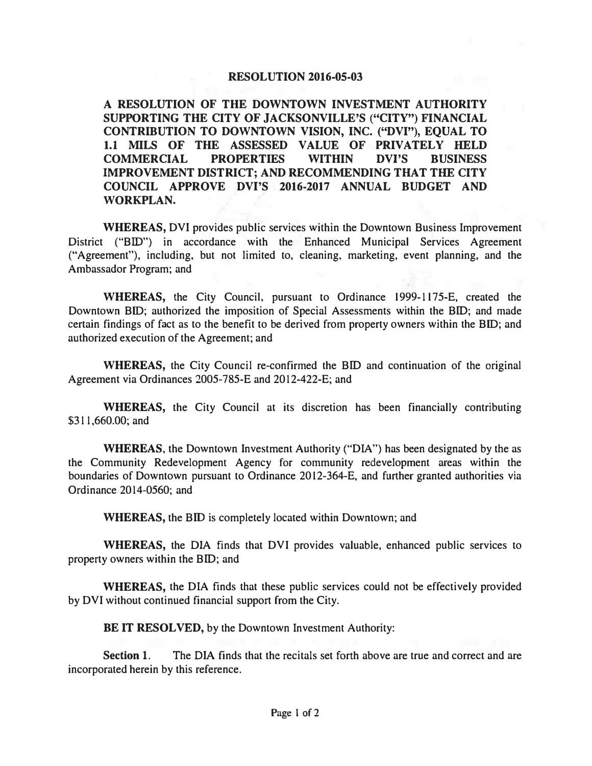# RESOLUTION 2016-05-03

**A RESOLUTION OF THE DOWNTOWN INVESTMENT AUTHORITY SUPPORTING THE CITY OF JACKSONVILLE'S ("CITY") FINANCIAL CONTRIBUTION TO DOWNTOWN VISION, INC. ("DVI"), EQUAL TO 1.1 MILS OF THE ASSESSED VALUE OF PRIVATELY HELD COMMERCIAL PROPERTIES WITHIN DVI'S BUSINESS IMPROVEMENT DISTRICT; AND RECOMMENDING THAT THE CITY COUNCIL APPROVE DVI'S 2016-2017 ANNUAL BUDGET AND WORKPLAN.**

**WHEREAS,** DVI provides public services within the Downtown Business Improvement District ("BID") in accordance with the Enhanced Municipal Services Agreement ("Agreement"), including, but not limited to, cleaning, marketing, event planning, and the Ambassador Program; and

**WHEREAS,** the City Council, pursuant to Ordinance 1999-1175-E, created the Downtown BID; authorized the imposition of Special Assessments within the BID; and made certain findings of fact as to the benefit to be derived from property owners within the BID; and authorized execution of the Agreement; and

**WHEREAS,** the City Council re-confirmed the BID and continuation of the original Agreement via Ordinances 2005-785-E and 2012-422-E; and

**WHEREAS,** the City Council at its discretion has been financially contributing $311,660.00; and

**WHEREAS,** the Downtown Investment Authority ("DIA") has been designated by the as the Community Redevelopment Agency for community redevelopment areas within the boundaries of Downtown pursuant to Ordinance 2012-364-E, and further granted authorities via Ordinance 2014-0560; and

**WHEREAS,** the BID is completely located within Downtown; and

**WHEREAS,** the DIA finds that DVI provides valuable, enhanced public services to property owners within the BID; and

**WHEREAS,** the DIA finds that these public services could not be effectively provided by DVI without continued financial support from the City.

**BE IT RESOLVED,** by the Downtown Investment Authority:

**Section 1.** The DIA finds that the recitals set forth above are true and correct and are incorporated herein by this reference.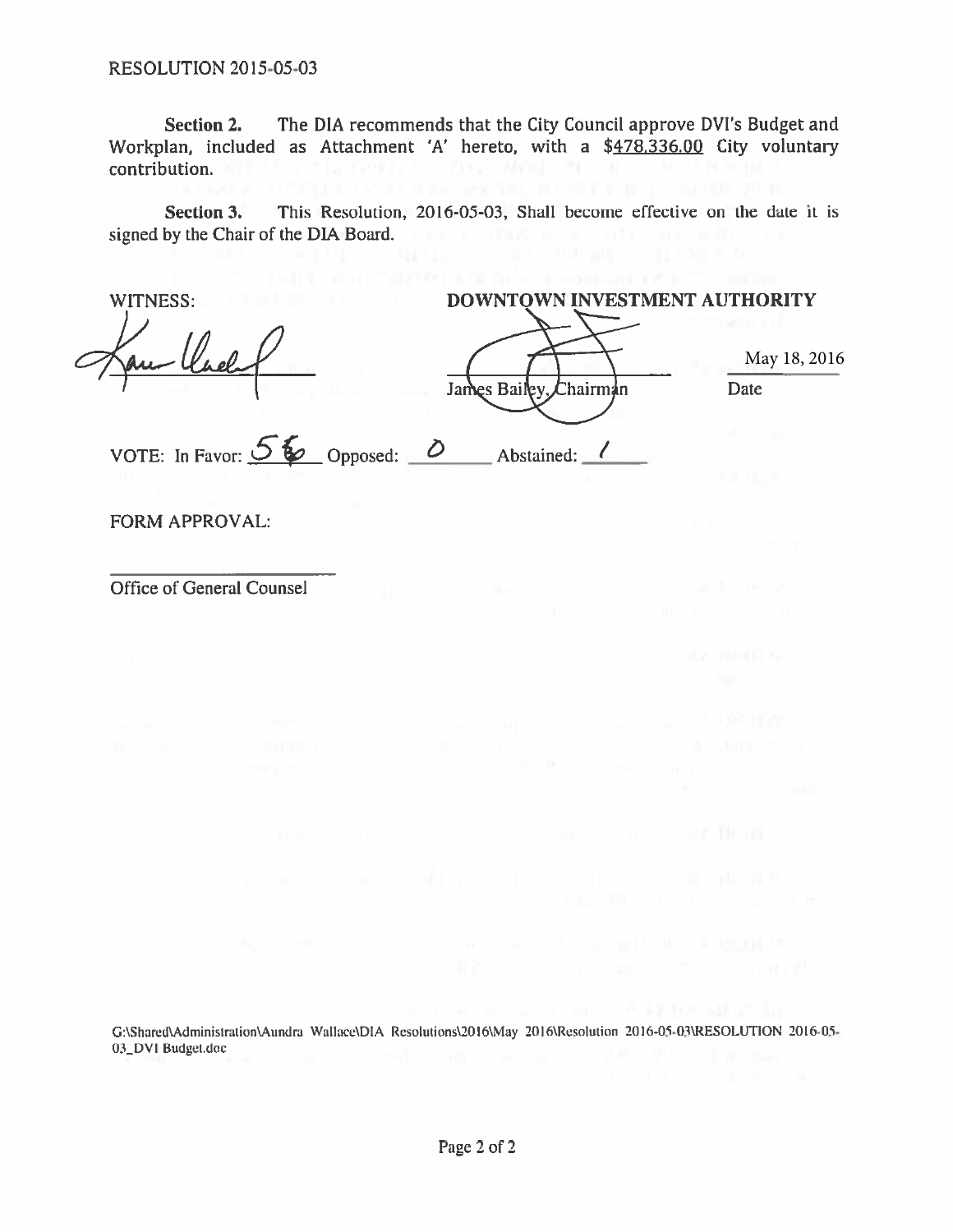RESOLUTION 2015-05-03

**Section 2.** The DIA recommends that the City Council approve DVI's Budget and Workplan, included as Attachment 'A' hereto, with a $478,336.00 City voluntary contribution.

**Section 3.** This Resolution, 2016-05-03, Shall become effective on the date it is signed by the Chair of the DIA Board.

WITNESS:

**DOWNTOWN INVESTMENT AUTHORITY**

James Bailey, Chairman

May 18, 2016
Date

VOTE: In Favor: 5 6 Opposed: 0 Abstained: 1

FORM APPROVAL:

Office of General Counsel

G:\Shared\Administration\Aundra Wallace\DIA Resolutions\2016\May 2016\Resolution 2016-05-03\RESOLUTION 2016-05-03_DVI Budget.doc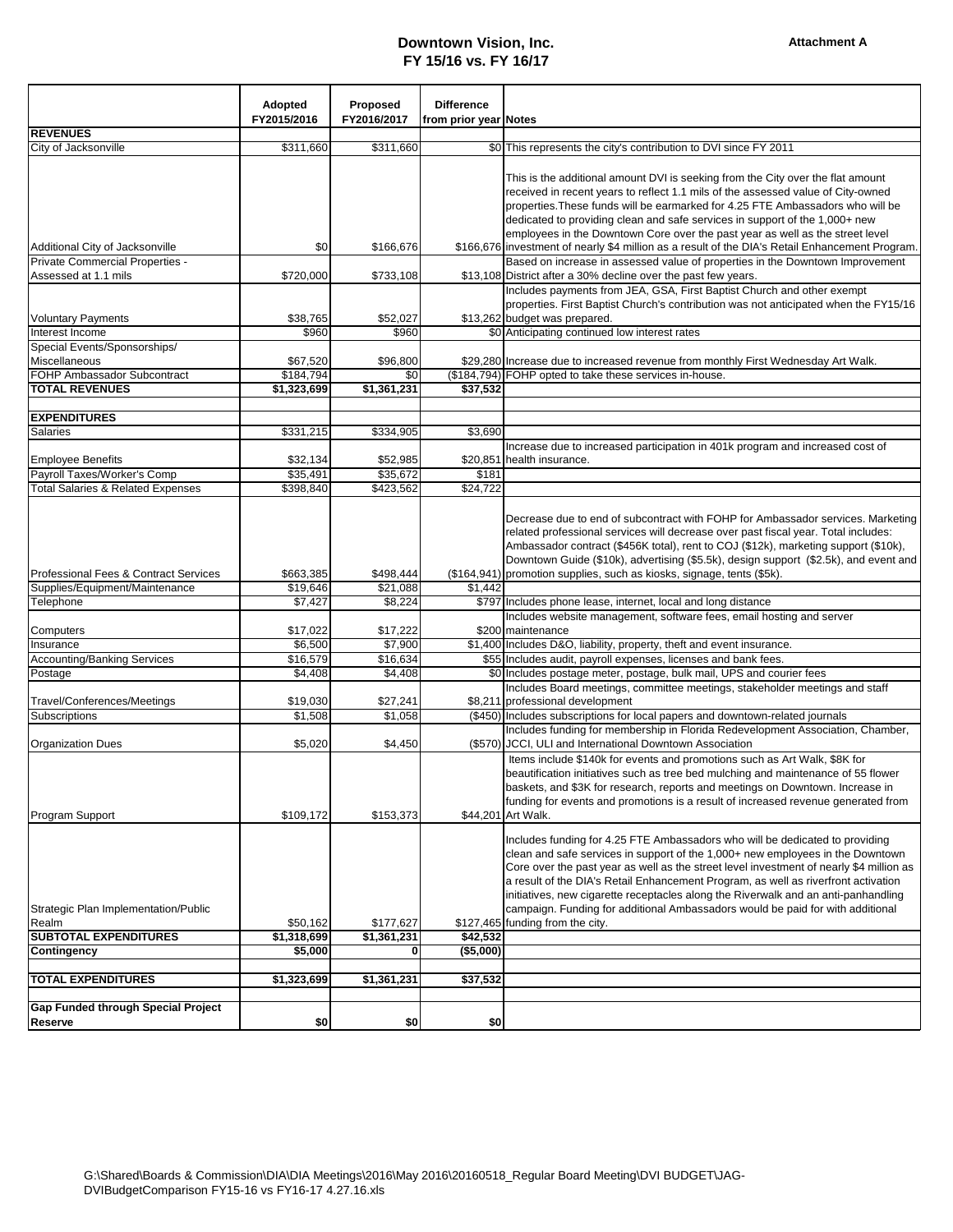**Attachment A**

# Downtown Vision, Inc.
## FY 15/16 vs. FY 16/17

| | Adopted FY2015/2016 | Proposed FY2016/2017 | Difference from prior year | Notes |
|---|---|---|---|---|
| **REVENUES** | | | | |
| City of Jacksonville | $311,660 | $311,660 | $0 | This represents the city's contribution to DVI since FY 2011 |
| Additional City of Jacksonville | $0 | $166,676 | $166,676 | This is the additional amount DVI is seeking from the City over the flat amount received in recent years to reflect 1.1 mils of the assessed value of City-owned properties.These funds will be earmarked for 4.25 FTE Ambassadors who will be dedicated to providing clean and safe services in support of the 1,000+ new employees in the Downtown Core over the past year as well as the street level investment of nearly $4 million as a result of the DIA's Retail Enhancement Program. |
| Private Commercial Properties - Assessed at 1.1 mils | $720,000 | $733,108 | $13,108 | Based on increase in assessed value of properties in the Downtown Improvement District after a 30% decline over the past few years. |
| Voluntary Payments | $38,765 | $52,027 | $13,262 | Includes payments from JEA, GSA, First Baptist Church and other exempt properties. First Baptist Church's contribution was not anticipated when the FY15/16 budget was prepared. |
| Interest Income | $960 | $960 | $0 | Anticipating continued low interest rates |
| Special Events/Sponsorships/ Miscellaneous | $67,520 | $96,800 | $29,280 | Increase due to increased revenue from monthly First Wednesday Art Walk. |
| FOHP Ambassador Subcontract | $184,794 | $0 | ($184,794) | FOHP opted to take these services in-house. |
| **TOTAL REVENUES** | **$1,323,699** | **$1,361,231** | **$37,532** | |
| | | | | |
| **EXPENDITURES** | | | | |
| Salaries | $331,215 | $334,905 | $3,690 | |
| Employee Benefits | $32,134 | $52,985 | $20,851 | Increase due to increased participation in 401k program and increased cost of health insurance. |
| Payroll Taxes/Worker's Comp | $35,491 | $35,672 | $181 | |
| Total Salaries & Related Expenses | $398,840 | $423,562 | $24,722 | |
| Professional Fees & Contract Services | $663,385 | $498,444 | ($164,941) | Decrease due to end of subcontract with FOHP for Ambassador services. Marketing related professional services will decrease over past fiscal year. Total includes: Ambassador contract ($456K total), rent to COJ ($12k), marketing support ($10k), Downtown Guide ($10k), advertising ($5.5k), design support ($2.5k), and event and promotion supplies, such as kiosks, signage, tents ($5k). |
| Supplies/Equipment/Maintenance | $19,646 | $21,088 | $1,442 | |
| Telephone | $7,427 | $8,224 | $797 | Includes phone lease, internet, local and long distance |
| Computers | $17,022 | $17,222 | $200 | Includes website management, software fees, email hosting and server maintenance |
| Insurance | $6,500 | $7,900 | $1,400 | Includes D&O, liability, property, theft and event insurance. |
| Accounting/Banking Services | $16,579 | $16,634 | $55 | Includes audit, payroll expenses, licenses and bank fees. |
| Postage | $4,408 | $4,408 | $0 | Includes postage meter, postage, bulk mail, UPS and courier fees |
| Travel/Conferences/Meetings | $19,030 | $27,241 | $8,211 | Includes Board meetings, committee meetings, stakeholder meetings and staff professional development |
| Subscriptions | $1,508 | $1,058 | ($450) | Includes subscriptions for local papers and downtown-related journals |
| Organization Dues | $5,020 | $4,450 | ($570) | Includes funding for membership in Florida Redevelopment Association, Chamber, JCCI, ULI and International Downtown Association |
| Program Support | $109,172 | $153,373 | $44,201 | Items include $140k for events and promotions such as Art Walk, $8K for beautification initiatives such as tree bed mulching and maintenance of 55 flower baskets, and $3K for research, reports and meetings on Downtown. Increase in funding for events and promotions is a result of increased revenue generated from Art Walk. |
| Strategic Plan Implementation/Public Realm | $50,162 | $177,627 | $127,465 | Includes funding for 4.25 FTE Ambassadors who will be dedicated to providing clean and safe services in support of the 1,000+ new employees in the Downtown Core over the past year as well as the street level investment of nearly $4 million as a result of the DIA's Retail Enhancement Program, as well as riverfront activation initiatives, new cigarette receptacles along the Riverwalk and an anti-panhandling campaign. Funding for additional Ambassadors would be paid for with additional funding from the city. |
| **SUBTOTAL EXPENDITURES** | **$1,318,699** | **$1,361,231** | **$42,532** | |
| **Contingency** | **$5,000** | **0** | **($5,000)** | |
| | | | | |
| **TOTAL EXPENDITURES** | **$1,323,699** | **$1,361,231** | **$37,532** | |
| | | | | |
| **Gap Funded through Special Project Reserve** | **$0** | **$0** | **$0** | |

G:\Shared\Boards & Commission\DIA\DIA Meetings\2016\May 2016\20160518_Regular Board Meeting\DVI BUDGET\JAG-DVIBudgetComparison FY15-16 vs FY16-17 4.27.16.xls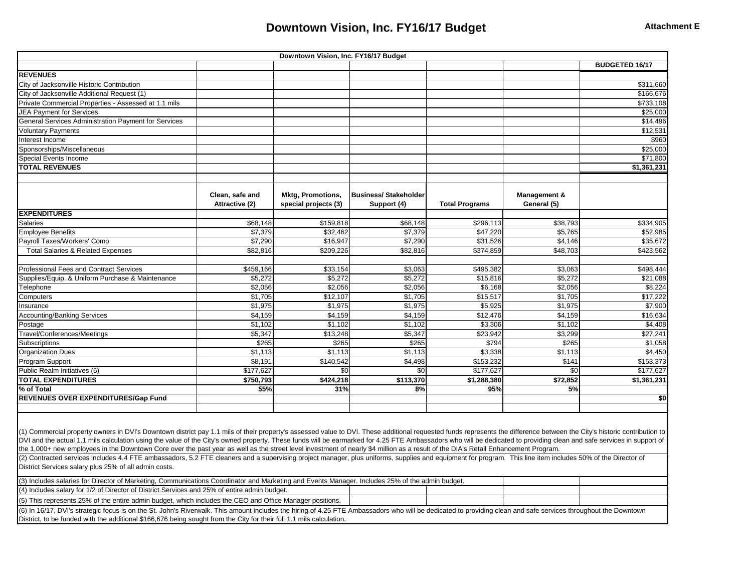# Downtown Vision, Inc. FY16/17 Budget

**Attachment E**

| Downtown Vision, Inc. FY16/17 Budget | | | | | | |
|---|---|---|---|---|---|---|
| | | | | | | **BUDGETED 16/17** |
| **REVENUES** | | | | | | |
| City of Jacksonville Historic Contribution | | | | | | $311,660 |
| City of Jacksonville Additional Request (1) | | | | | | $166,676 |
| Private Commercial Properties - Assessed at 1.1 mils | | | | | | $733,108 |
| JEA Payment for Services | | | | | | $25,000 |
| General Services Administration Payment for Services | | | | | | $14,496 |
| Voluntary Payments | | | | | | $12,531 |
| Interest Income | | | | | | $960 |
| Sponsorships/Miscellaneous | | | | | | $25,000 |
| Special Events Income | | | | | | $71,800 |
| **TOTAL REVENUES** | | | | | | **$1,361,231** |
| | | | | | | |
| | **Clean, safe and Attractive (2)** | **Mktg, Promotions, special projects (3)** | **Business/ Stakeholder Support (4)** | **Total Programs** | **Management & General (5)** | |
| **EXPENDITURES** | | | | | | |
| Salaries | $68,148 | $159,818 | $68,148 | $296,113 | $38,793 | $334,905 |
| Employee Benefits | $7,379 | $32,462 | $7,379 | $47,220 | $5,765 | $52,985 |
| Payroll Taxes/Workers' Comp | $7,290 | $16,947 | $7,290 | $31,526 | $4,146 | $35,672 |
| Total Salaries & Related Expenses | $82,816 | $209,226 | $82,816 | $374,859 | $48,703 | $423,562 |
| | | | | | | |
| Professional Fees and Contract Services | $459,166 | $33,154 | $3,063 | $495,382 | $3,063 | $498,444 |
| Supplies/Equip. & Uniform Purchase & Maintenance | $5,272 | $5,272 | $5,272 | $15,816 | $5,272 | $21,088 |
| Telephone | $2,056 | $2,056 | $2,056 | $6,168 | $2,056 | $8,224 |
| Computers | $1,705 | $12,107 | $1,705 | $15,517 | $1,705 | $17,222 |
| Insurance | $1,975 | $1,975 | $1,975 | $5,925 | $1,975 | $7,900 |
| Accounting/Banking Services | $4,159 | $4,159 | $4,159 | $12,476 | $4,159 | $16,634 |
| Postage | $1,102 | $1,102 | $1,102 | $3,306 | $1,102 | $4,408 |
| Travel/Conferences/Meetings | $5,347 | $13,248 | $5,347 | $23,942 | $3,299 | $27,241 |
| Subscriptions | $265 | $265 | $265 | $794 | $265 | $1,058 |
| Organization Dues | $1,113 | $1,113 | $1,113 | $3,338 | $1,113 | $4,450 |
| Program Support | $8,191 | $140,542 | $4,498 | $153,232 | $141 | $153,373 |
| Public Realm Initiatives (6) | $177,627 | $0 | $0 | $177,627 | $0 | $177,627 |
| **TOTAL EXPENDITURES** | **$750,793** | **$424,218** | **$113,370** | **$1,288,380** | **$72,852** | **$1,361,231** |
| **% of Total** | **55%** | **31%** | **8%** | **95%** | **5%** | |
| **REVENUES OVER EXPENDITURES/Gap Fund** | | | | | | **$0** |

(1) Commercial property owners in DVI's Downtown district pay 1.1 mils of their property's assessed value to DVI. These additional requested funds represents the difference between the City's historic contribution to DVI and the actual 1.1 mils calculation using the value of the City's owned property. These funds will be earmarked for 4.25 FTE Ambassadors who will be dedicated to providing clean and safe services in support of the 1,000+ new employees in the Downtown Core over the past year as well as the street level investment of nearly $4 million as a result of the DIA's Retail Enhancement Program.

(2) Contracted services includes 4.4 FTE ambassadors, 5.2 FTE cleaners and a supervising project manager, plus uniforms, supplies and equipment for program. This line item includes 50% of the Director of District Services salary plus 25% of all admin costs.

(3) Includes salaries for Director of Marketing, Communications Coordinator and Marketing and Events Manager. Includes 25% of the admin budget.

(4) Includes salary for 1/2 of Director of District Services and 25% of entire admin budget.

(5) This represents 25% of the entire admin budget, which includes the CEO and Office Manager positions.

(6) In 16/17, DVI's strategic focus is on the St. John's Riverwalk. This amount includes the hiring of 4.25 FTE Ambassadors who will be dedicated to providing clean and safe services throughout the Downtown District, to be funded with the additional $166,676 being sought from the City for their full 1.1 mils calculation.